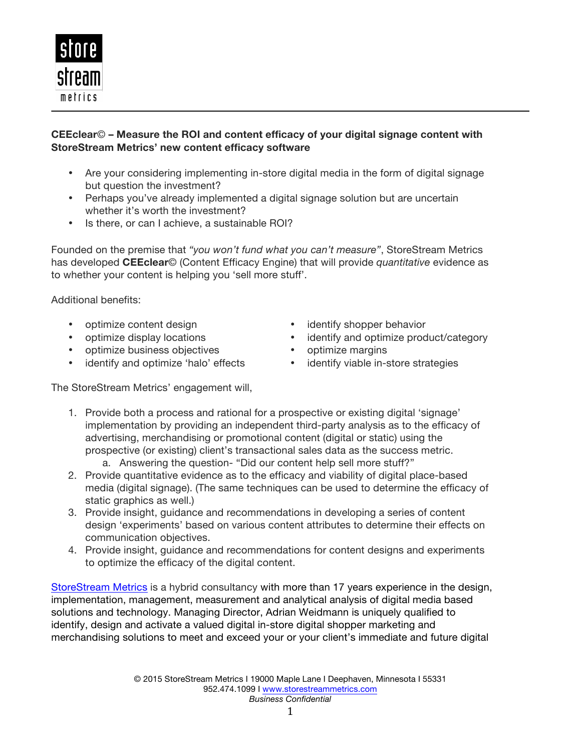**CEEclear© – Measure the ROI and content efficacy of your digital signage content with StoreStream Metrics' new content efficacy software**

- Are your considering implementing in-store digital media in the form of digital signage but question the investment?
- Perhaps you've already implemented a digital signage solution but are uncertain whether it's worth the investment?
- Is there, or can I achieve, a sustainable ROI?

Founded on the premise that *"you won't fund what you can't measure"*, StoreStream Metrics has developed **CEEclear**© (Content Efficacy Engine) that will provide *quantitative* evidence as to whether your content is helping you 'sell more stuff'.

Additional benefits:

- optimize content design
- optimize display locations
- optimize business objectives
- identify and optimize 'halo' effects
- identify shopper behavior
- identify and optimize product/category
- optimize margins
- identify viable in-store strategies

The StoreStream Metrics' engagement will,

1. Provide both a process and rational for a prospective or existing digital 'signage' implementation by providing an independent third-party analysis as to the efficacy of advertising, merchandising or promotional content (digital or static) using the prospective (or existing) client's transactional sales data as the success metric.
    a. Answering the question- "Did our content help sell more stuff?"
2. Provide quantitative evidence as to the efficacy and viability of digital place-based media (digital signage). (The same techniques can be used to determine the efficacy of static graphics as well.)
3. Provide insight, guidance and recommendations in developing a series of content design 'experiments' based on various content attributes to determine their effects on communication objectives.
4. Provide insight, guidance and recommendations for content designs and experiments to optimize the efficacy of the digital content.

StoreStream Metrics is a hybrid consultancy with more than 17 years experience in the design, implementation, management, measurement and analytical analysis of digital media based solutions and technology. Managing Director, Adrian Weidmann is uniquely qualified to identify, design and activate a valued digital in-store digital shopper marketing and merchandising solutions to meet and exceed your or your client's immediate and future digital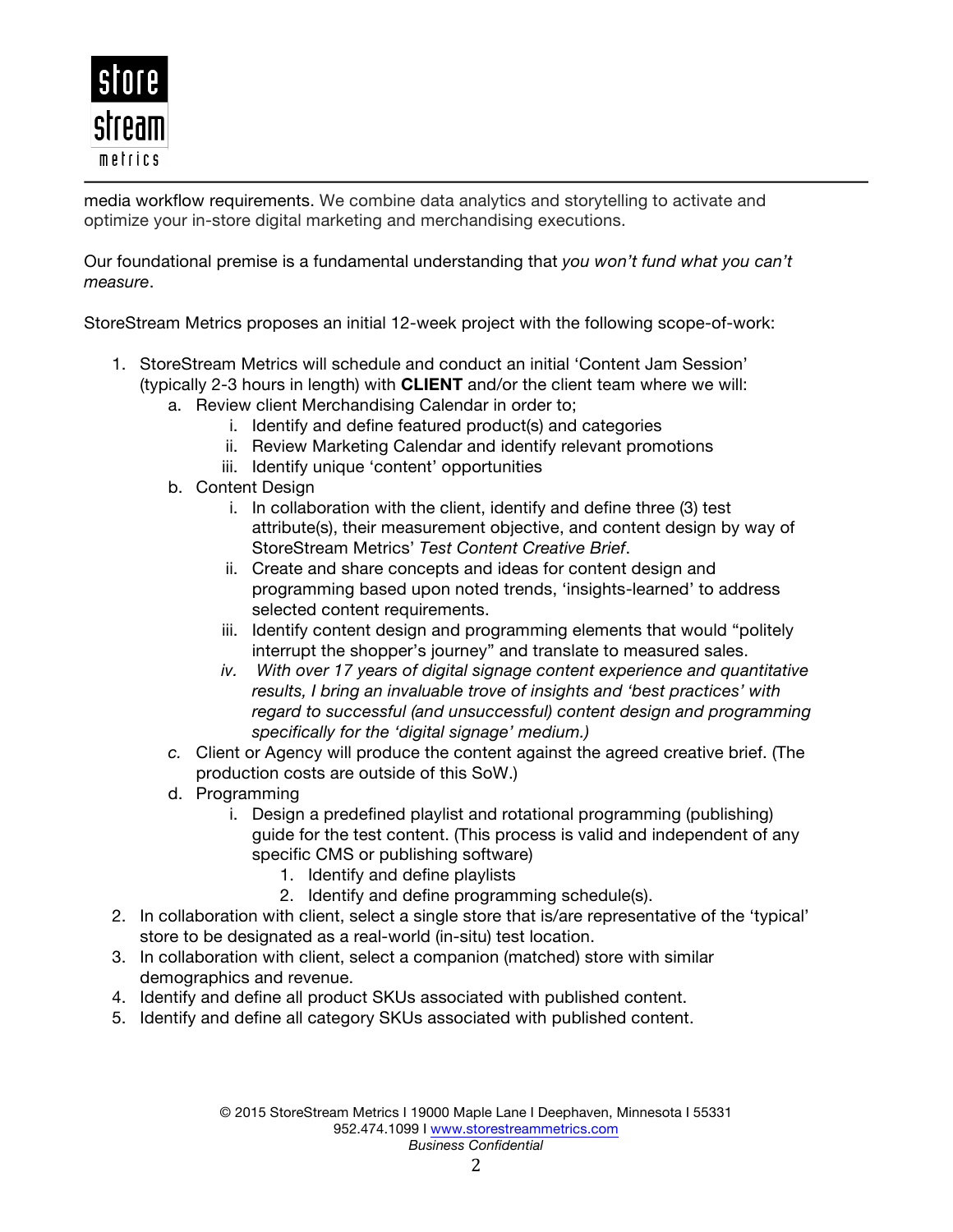media workflow requirements. We combine data analytics and storytelling to activate and optimize your in-store digital marketing and merchandising executions.

Our foundational premise is a fundamental understanding that *you won't fund what you can't measure*.

StoreStream Metrics proposes an initial 12-week project with the following scope-of-work:

1. StoreStream Metrics will schedule and conduct an initial 'Content Jam Session' (typically 2-3 hours in length) with **CLIENT** and/or the client team where we will:
   a. Review client Merchandising Calendar in order to;
      i. Identify and define featured product(s) and categories
      ii. Review Marketing Calendar and identify relevant promotions
      iii. Identify unique 'content' opportunities
   b. Content Design
      i. In collaboration with the client, identify and define three (3) test attribute(s), their measurement objective, and content design by way of StoreStream Metrics' *Test Content Creative Brief*.
      ii. Create and share concepts and ideas for content design and programming based upon noted trends, 'insights-learned' to address selected content requirements.
      iii. Identify content design and programming elements that would "politely interrupt the shopper's journey" and translate to measured sales.
      *iv. With over 17 years of digital signage content experience and quantitative results, I bring an invaluable trove of insights and 'best practices' with regard to successful (and unsuccessful) content design and programming specifically for the 'digital signage' medium.)*
   *c.* Client or Agency will produce the content against the agreed creative brief. (The production costs are outside of this SoW.)
   d. Programming
      i. Design a predefined playlist and rotational programming (publishing) guide for the test content. (This process is valid and independent of any specific CMS or publishing software)
         1. Identify and define playlists
         2. Identify and define programming schedule(s).
2. In collaboration with client, select a single store that is/are representative of the 'typical' store to be designated as a real-world (in-situ) test location.
3. In collaboration with client, select a companion (matched) store with similar demographics and revenue.
4. Identify and define all product SKUs associated with published content.
5. Identify and define all category SKUs associated with published content.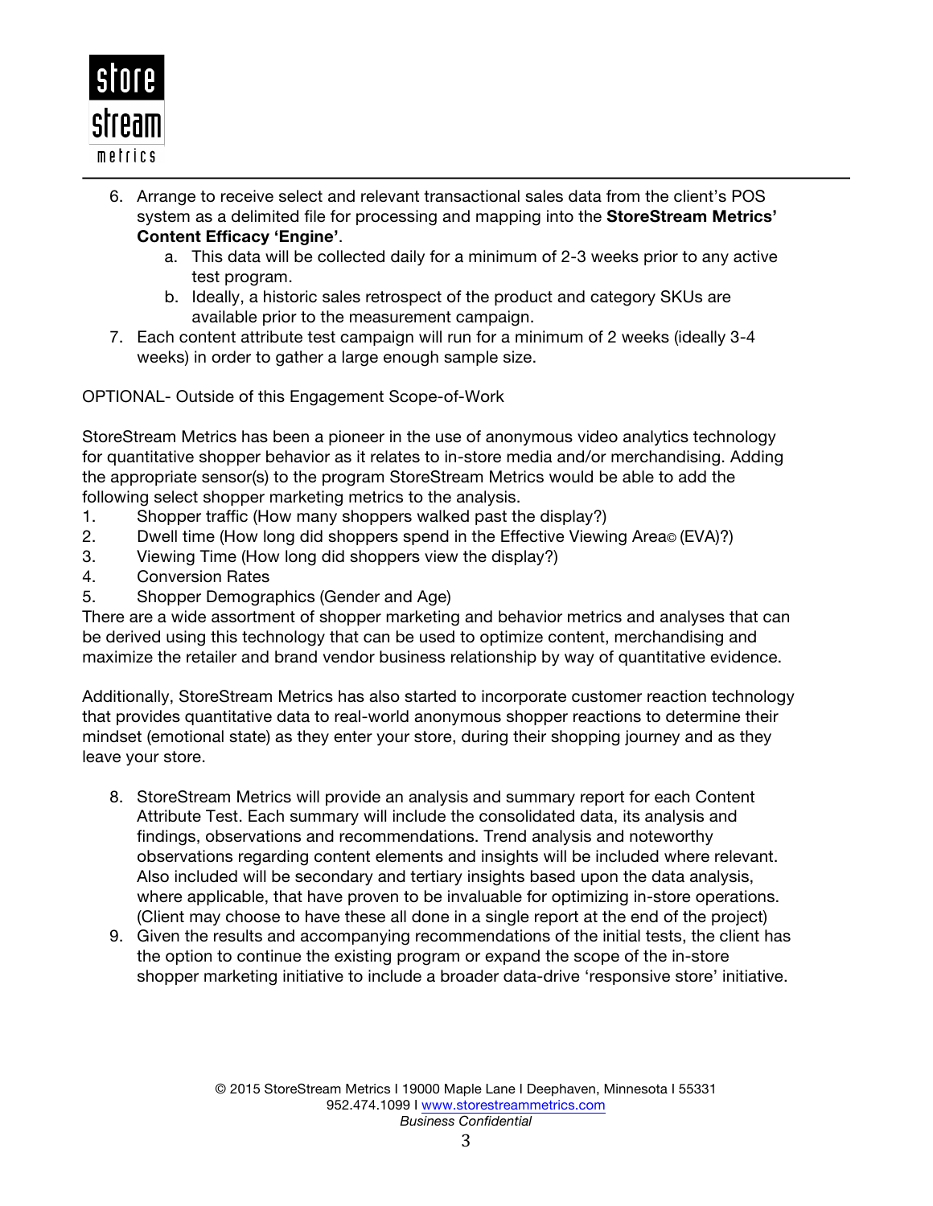6. Arrange to receive select and relevant transactional sales data from the client's POS system as a delimited file for processing and mapping into the **StoreStream Metrics' Content Efficacy 'Engine'**.
    a. This data will be collected daily for a minimum of 2-3 weeks prior to any active test program.
    b. Ideally, a historic sales retrospect of the product and category SKUs are available prior to the measurement campaign.
7. Each content attribute test campaign will run for a minimum of 2 weeks (ideally 3-4 weeks) in order to gather a large enough sample size.

OPTIONAL- Outside of this Engagement Scope-of-Work

StoreStream Metrics has been a pioneer in the use of anonymous video analytics technology for quantitative shopper behavior as it relates to in-store media and/or merchandising. Adding the appropriate sensor(s) to the program StoreStream Metrics would be able to add the following select shopper marketing metrics to the analysis.

1. Shopper traffic (How many shoppers walked past the display?)
2. Dwell time (How long did shoppers spend in the Effective Viewing Area© (EVA)?)
3. Viewing Time (How long did shoppers view the display?)
4. Conversion Rates
5. Shopper Demographics (Gender and Age)

There are a wide assortment of shopper marketing and behavior metrics and analyses that can be derived using this technology that can be used to optimize content, merchandising and maximize the retailer and brand vendor business relationship by way of quantitative evidence.

Additionally, StoreStream Metrics has also started to incorporate customer reaction technology that provides quantitative data to real-world anonymous shopper reactions to determine their mindset (emotional state) as they enter your store, during their shopping journey and as they leave your store.

8. StoreStream Metrics will provide an analysis and summary report for each Content Attribute Test. Each summary will include the consolidated data, its analysis and findings, observations and recommendations. Trend analysis and noteworthy observations regarding content elements and insights will be included where relevant. Also included will be secondary and tertiary insights based upon the data analysis, where applicable, that have proven to be invaluable for optimizing in-store operations. (Client may choose to have these all done in a single report at the end of the project)
9. Given the results and accompanying recommendations of the initial tests, the client has the option to continue the existing program or expand the scope of the in-store shopper marketing initiative to include a broader data-drive 'responsive store' initiative.